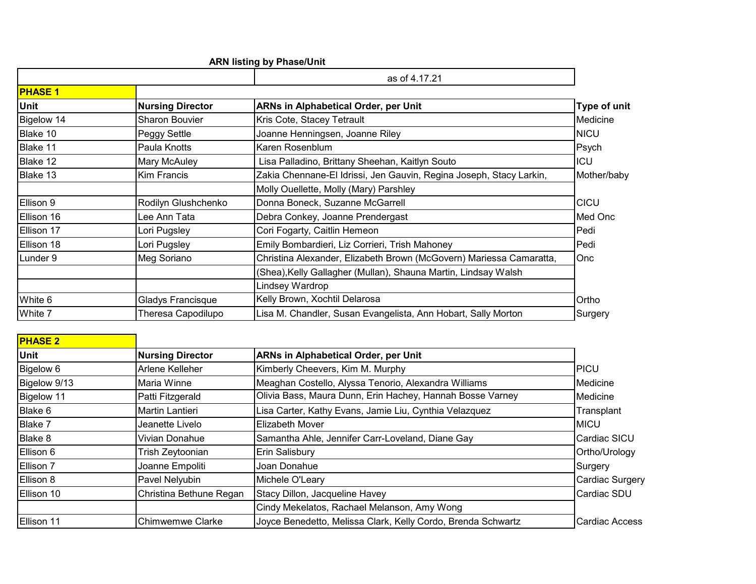**ARN listing by Phase/Unit**

as of 4.17.21

**PHASE 1**

| Unit | Nursing Director | ARNs in Alphabetical Order, per Unit | Type of unit |
|---|---|---|---|
| Bigelow 14 | Sharon Bouvier | Kris Cote, Stacey Tetrault | Medicine |
| Blake 10 | Peggy Settle | Joanne Henningsen, Joanne Riley | NICU |
| Blake 11 | Paula Knotts | Karen Rosenblum | Psych |
| Blake 12 | Mary McAuley | Lisa Palladino, Brittany Sheehan, Kaitlyn Souto | ICU |
| Blake 13 | Kim Francis | Zakia Chennane-El Idrissi, Jen Gauvin, Regina Joseph, Stacy Larkin, | Mother/baby |
| | | Molly Ouellette, Molly (Mary) Parshley | |
| Ellison 9 | Rodilyn Glushchenko | Donna Boneck, Suzanne McGarrell | CICU |
| Ellison 16 | Lee Ann Tata | Debra Conkey, Joanne Prendergast | Med Onc |
| Ellison 17 | Lori Pugsley | Cori Fogarty, Caitlin Hemeon | Pedi |
| Ellison 18 | Lori Pugsley | Emily Bombardieri, Liz Corrieri, Trish Mahoney | Pedi |
| Lunder 9 | Meg Soriano | Christina Alexander, Elizabeth Brown (McGovern) Mariessa Camaratta, | Onc |
| | | (Shea),Kelly Gallagher (Mullan), Shauna Martin, Lindsay Walsh | |
| | | Lindsey Wardrop | |
| White 6 | Gladys Francisque | Kelly Brown, Xochtil Delarosa | Ortho |
| White 7 | Theresa Capodilupo | Lisa M. Chandler, Susan Evangelista, Ann Hobart, Sally Morton | Surgery |

**PHASE 2**

| Unit | Nursing Director | ARNs in Alphabetical Order, per Unit | |
|---|---|---|---|
| Bigelow 6 | Arlene Kelleher | Kimberly Cheevers, Kim M. Murphy | PICU |
| Bigelow 9/13 | Maria Winne | Meaghan Costello, Alyssa Tenorio, Alexandra Williams | Medicine |
| Bigelow 11 | Patti Fitzgerald | Olivia Bass, Maura Dunn, Erin Hachey, Hannah Bosse Varney | Medicine |
| Blake 6 | Martin Lantieri | Lisa Carter, Kathy Evans, Jamie Liu, Cynthia Velazquez | Transplant |
| Blake 7 | Jeanette Livelo | Elizabeth Mover | MICU |
| Blake 8 | Vivian Donahue | Samantha Ahle, Jennifer Carr-Loveland, Diane Gay | Cardiac SICU |
| Ellison 6 | Trish Zeytoonian | Erin Salisbury | Ortho/Urology |
| Ellison 7 | Joanne Empoliti | Joan Donahue | Surgery |
| Ellison 8 | Pavel Nelyubin | Michele O'Leary | Cardiac Surgery |
| Ellison 10 | Christina Bethune Regan | Stacy Dillon, Jacqueline Havey | Cardiac SDU |
| | | Cindy Mekelatos, Rachael Melanson, Amy Wong | |
| Ellison 11 | Chimwemwe Clarke | Joyce Benedetto, Melissa Clark, Kelly Cordo, Brenda Schwartz | Cardiac Access |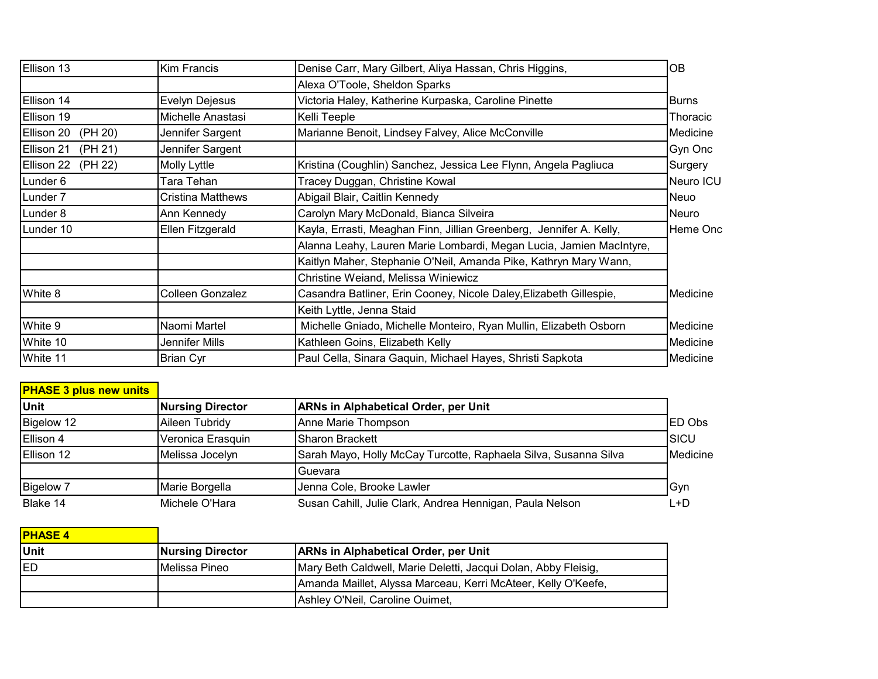| | | | |
|---|---|---|---|
| Ellison 13 | Kim Francis | Denise Carr, Mary Gilbert, Aliya Hassan, Chris Higgins, | OB |
| | | Alexa O'Toole, Sheldon Sparks | |
| Ellison 14 | Evelyn Dejesus | Victoria Haley, Katherine Kurpaska, Caroline Pinette | Burns |
| Ellison 19 | Michelle Anastasi | Kelli Teeple | Thoracic |
| Ellison 20 (PH 20) | Jennifer Sargent | Marianne Benoit, Lindsey Falvey, Alice McConville | Medicine |
| Ellison 21 (PH 21) | Jennifer Sargent | | Gyn Onc |
| Ellison 22 (PH 22) | Molly Lyttle | Kristina (Coughlin) Sanchez, Jessica Lee Flynn, Angela Pagliuca | Surgery |
| Lunder 6 | Tara Tehan | Tracey Duggan, Christine Kowal | Neuro ICU |
| Lunder 7 | Cristina Matthews | Abigail Blair, Caitlin Kennedy | Neuo |
| Lunder 8 | Ann Kennedy | Carolyn Mary McDonald, Bianca Silveira | Neuro |
| Lunder 10 | Ellen Fitzgerald | Kayla, Errasti, Meaghan Finn, Jillian Greenberg, Jennifer A. Kelly, | Heme Onc |
| | | Alanna Leahy, Lauren Marie Lombardi, Megan Lucia, Jamien MacIntyre, | |
| | | Kaitlyn Maher, Stephanie O'Neil, Amanda Pike, Kathryn Mary Wann, | |
| | | Christine Weiand, Melissa Winiewicz | |
| White 8 | Colleen Gonzalez | Casandra Batliner, Erin Cooney, Nicole Daley,Elizabeth Gillespie, | Medicine |
| | | Keith Lyttle, Jenna Staid | |
| White 9 | Naomi Martel | Michelle Gniado, Michelle Monteiro, Ryan Mullin, Elizabeth Osborn | Medicine |
| White 10 | Jennifer Mills | Kathleen Goins, Elizabeth Kelly | Medicine |
| White 11 | Brian Cyr | Paul Cella, Sinara Gaquin, Michael Hayes, Shristi Sapkota | Medicine |

**PHASE 3 plus new units**

| Unit | Nursing Director | ARNs in Alphabetical Order, per Unit | |
|---|---|---|---|
| Bigelow 12 | Aileen Tubridy | Anne Marie Thompson | ED Obs |
| Ellison 4 | Veronica Erasquin | Sharon Brackett | SICU |
| Ellison 12 | Melissa Jocelyn | Sarah Mayo, Holly McCay Turcotte, Raphaela Silva, Susanna Silva | Medicine |
| | | Guevara | |
| Bigelow 7 | Marie Borgella | Jenna Cole, Brooke Lawler | Gyn |
| Blake 14 | Michele O'Hara | Susan Cahill, Julie Clark, Andrea Hennigan, Paula Nelson | L+D |

**PHASE 4**

| Unit | Nursing Director | ARNs in Alphabetical Order, per Unit |
|---|---|---|
| ED | Melissa Pineo | Mary Beth Caldwell, Marie Deletti, Jacqui Dolan, Abby Fleisig, |
| | | Amanda Maillet, Alyssa Marceau, Kerri McAteer, Kelly O'Keefe, |
| | | Ashley O'Neil, Caroline Ouimet, |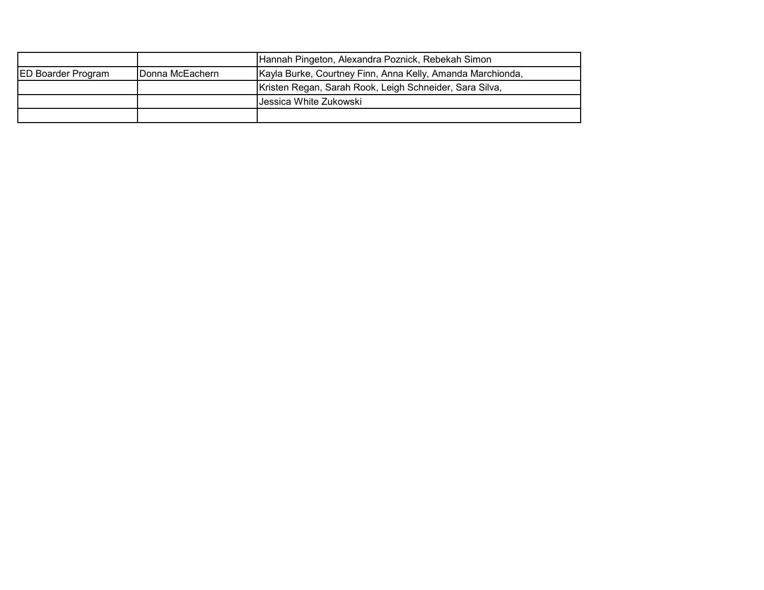| | | |
|---|---|---|
| | | Hannah Pingeton, Alexandra Poznick, Rebekah Simon |
| ED Boarder Program | Donna McEachern | Kayla Burke, Courtney Finn, Anna Kelly, Amanda Marchionda, |
| | | Kristen Regan, Sarah Rook, Leigh Schneider, Sara Silva, |
| | | Jessica White Zukowski |
| | | |